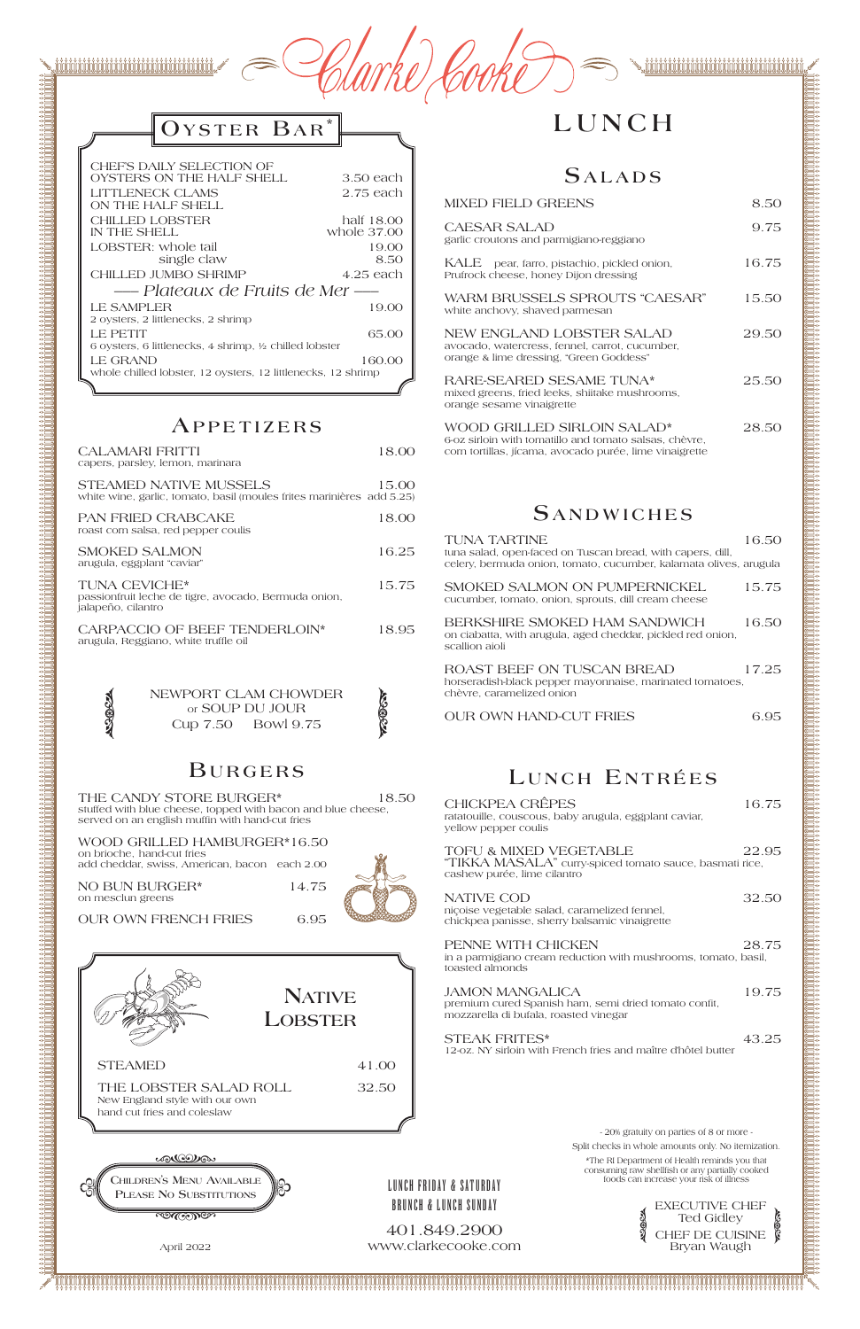# Clarke Cooke

## Oyster Bar*

| | |
|---|---|
| CHEF'S DAILY SELECTION OF OYSTERS ON THE HALF SHELL | 3.50 each |
| LITTLENECK CLAMS ON THE HALF SHELL | 2.75 each |
| CHILLED LOBSTER IN THE SHELL | half 18.00 / whole 37.00 |
| LOBSTER: whole tail | 19.00 |
| single claw | 8.50 |
| CHILLED JUMBO SHRIMP | 4.25 each |

*Plateaux de Fruits de Mer*

| | |
|---|---|
| LE SAMPLER<br>2 oysters, 2 littlenecks, 2 shrimp | 19.00 |
| LE PETIT<br>6 oysters, 6 littlenecks, 4 shrimp, ½ chilled lobster | 65.00 |
| LE GRAND<br>whole chilled lobster, 12 oysters, 12 littlenecks, 12 shrimp | 160.00 |

## Appetizers

| | |
|---|---|
| CALAMARI FRITTI<br>capers, parsley, lemon, marinara | 18.00 |
| STEAMED NATIVE MUSSELS<br>white wine, garlic, tomato, basil (moules frites marinières add 5.25) | 15.00 |
| PAN FRIED CRABCAKE<br>roast corn salsa, red pepper coulis | 18.00 |
| SMOKED SALMON<br>arugula, eggplant "caviar" | 16.25 |
| TUNA CEVICHE*<br>passionfruit leche de tigre, avocado, Bermuda onion, jalapeño, cilantro | 15.75 |
| CARPACCIO OF BEEF TENDERLOIN*<br>arugula, Reggiano, white truffle oil | 18.95 |

NEWPORT CLAM CHOWDER
or SOUP DU JOUR
Cup 7.50 Bowl 9.75

## Burgers

| | |
|---|---|
| THE CANDY STORE BURGER*<br>stuffed with blue cheese, topped with bacon and blue cheese, served on an english muffin with hand-cut fries | 18.50 |
| WOOD GRILLED HAMBURGER*<br>on brioche, hand-cut fries<br>add cheddar, swiss, American, bacon each 2.00 | 16.50 |
| NO BUN BURGER*<br>on mesclun greens | 14.75 |
| OUR OWN FRENCH FRIES | 6.95 |

## Native Lobster

| | |
|---|---|
| STEAMED | 41.00 |
| THE LOBSTER SALAD ROLL<br>New England style with our own hand cut fries and coleslaw | 32.50 |

CHILDREN'S MENU AVAILABLE
PLEASE NO SUBSTITUTIONS

April 2022

# LUNCH

## Salads

| | |
|---|---|
| MIXED FIELD GREENS | 8.50 |
| CAESAR SALAD<br>garlic croutons and parmigiano-reggiano | 9.75 |
| KALE pear, farro, pistachio, pickled onion, Prufrock cheese, honey Dijon dressing | 16.75 |
| WARM BRUSSELS SPROUTS "CAESAR"<br>white anchovy, shaved parmesan | 15.50 |
| NEW ENGLAND LOBSTER SALAD<br>avocado, watercress, fennel, carrot, cucumber, orange & lime dressing, "Green Goddess" | 29.50 |
| RARE-SEARED SESAME TUNA*<br>mixed greens, fried leeks, shiitake mushrooms, orange sesame vinaigrette | 25.50 |
| WOOD GRILLED SIRLOIN SALAD*<br>6-oz sirloin with tomatillo and tomato salsas, chèvre, corn tortillas, jícama, avocado purée, lime vinaigrette | 28.50 |

## Sandwiches

| | |
|---|---|
| TUNA TARTINE<br>tuna salad, open-faced on Tuscan bread, with capers, dill, celery, bermuda onion, tomato, cucumber, kalamata olives, arugula | 16.50 |
| SMOKED SALMON ON PUMPERNICKEL<br>cucumber, tomato, onion, sprouts, dill cream cheese | 15.75 |
| BERKSHIRE SMOKED HAM SANDWICH<br>on ciabatta, with arugula, aged cheddar, pickled red onion, scallion aioli | 16.50 |
| ROAST BEEF ON TUSCAN BREAD<br>horseradish-black pepper mayonnaise, marinated tomatoes, chèvre, caramelized onion | 17.25 |
| OUR OWN HAND-CUT FRIES | 6.95 |

## Lunch Entrées

| | |
|---|---|
| CHICKPEA CRÊPES<br>ratatouille, couscous, baby arugula, eggplant caviar, yellow pepper coulis | 16.75 |
| TOFU & MIXED VEGETABLE<br>"TIKKA MASALA" curry-spiced tomato sauce, basmati rice, cashew purée, lime cilantro | 22.95 |
| NATIVE COD<br>niçoise vegetable salad, caramelized fennel, chickpea panisse, sherry balsamic vinaigrette | 32.50 |
| PENNE WITH CHICKEN<br>in a parmigiano cream reduction with mushrooms, tomato, basil, toasted almonds | 28.75 |
| JAMON MANGALICA<br>premium cured Spanish ham, semi dried tomato confit, mozzarella di bufala, roasted vinegar | 19.75 |
| STEAK FRITES*<br>12-oz. NY sirloin with French fries and maître d'hôtel butter | 43.25 |

- 20% gratuity on parties of 8 or more -

Split checks in whole amounts only. No itemization.

*The RI Department of Health reminds you that consuming raw shellfish or any partially cooked foods can increase your risk of illness

LUNCH FRIDAY & SATURDAY
BRUNCH & LUNCH SUNDAY

401.849.2900
www.clarkecooke.com

EXECUTIVE CHEF
Ted Gidley
CHEF DE CUISINE
Bryan Waugh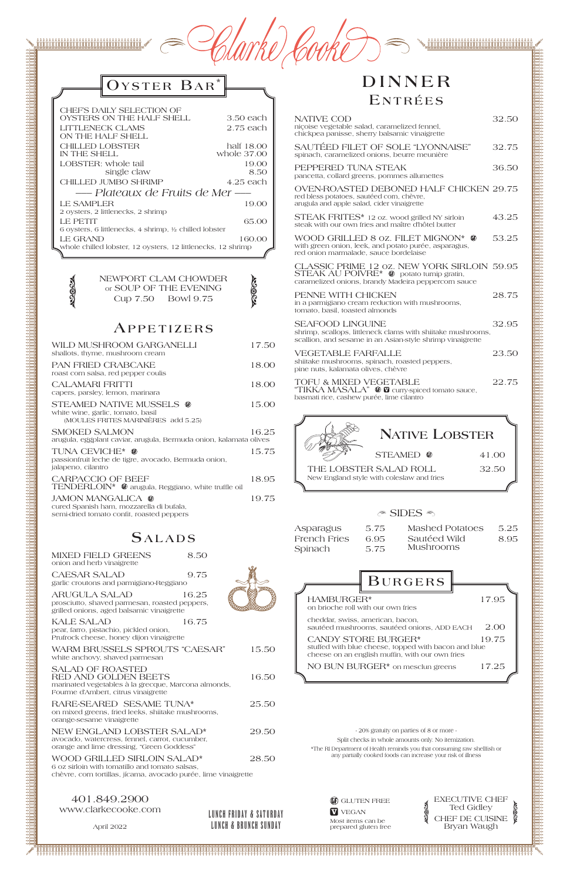# Clarke Cooke

## Oyster Bar*

| | |
|---|---|
| CHEF'S DAILY SELECTION OF OYSTERS ON THE HALF SHELL | 3.50 each |
| LITTLENECK CLAMS ON THE HALF SHELL | 2.75 each |
| CHILLED LOBSTER IN THE SHELL | half 18.00 / whole 37.00 |
| LOBSTER: whole tail | 19.00 |
| single claw | 8.50 |
| CHILLED JUMBO SHRIMP | 4.25 each |

### Plateaux de Fruits de Mer

| | |
|---|---|
| LE SAMPLER<br>2 oysters, 2 littlenecks, 2 shrimp | 19.00 |
| LE PETIT<br>6 oysters, 6 littlenecks, 4 shrimp, ½ chilled lobster | 65.00 |
| LE GRAND<br>whole chilled lobster, 12 oysters, 12 littlenecks, 12 shrimp | 160.00 |

NEWPORT CLAM CHOWDER
or SOUP OF THE EVENING
Cup 7.50 Bowl 9.75

## Appetizers

| | |
|---|---|
| WILD MUSHROOM GARGANELLI<br>shallots, thyme, mushroom cream | 17.50 |
| PAN FRIED CRABCAKE<br>roast corn salsa, red pepper coulis | 18.00 |
| CALAMARI FRITTI<br>capers, parsley, lemon, marinara | 18.00 |
| STEAMED NATIVE MUSSELS (GF)<br>white wine, garlic, tomato, basil<br>(MOULES FRITES MARINIÈRES add 5.25) | 15.00 |
| SMOKED SALMON<br>arugula, eggplant caviar, arugula, Bermuda onion, kalamata olives | 16.25 |
| TUNA CEVICHE* (GF)<br>passionfruit leche de tigre, avocado, Bermuda onion, jalapeno, cilantro | 15.75 |
| CARPACCIO OF BEEF TENDERLOIN* (GF) arugula, Reggiano, white truffle oil | 18.95 |
| JAMON MANGALICA (GF)<br>cured Spanish ham, mozzarella di bufala, semi-dried tomato confit, roasted peppers | 19.75 |

## Salads

| | |
|---|---|
| MIXED FIELD GREENS<br>onion and herb vinaigrette | 8.50 |
| CAESAR SALAD<br>garlic croutons and parmigiano-Reggiano | 9.75 |
| ARUGULA SALAD<br>prosciutto, shaved parmesan, roasted peppers, grilled onions, aged balsamic vinaigrette | 16.25 |
| KALE SALAD<br>pear, farro, pistachio, pickled onion, Prufrock cheese, honey dijon vinaigrette | 16.75 |
| WARM BRUSSELS SPROUTS "CAESAR"<br>white anchovy, shaved parmesan | 15.50 |
| SALAD OF ROASTED RED AND GOLDEN BEETS<br>marinated vegetables à la grecque, Marcona almonds, Fourme d'Ambert, citrus vinaigrette | 16.50 |
| RARE-SEARED SESAME TUNA*<br>on mixed greens, fried leeks, shiitake mushrooms, orange-sesame vinaigrette | 25.50 |
| NEW ENGLAND LOBSTER SALAD*<br>avocado, watercress, fennel, carrot, cucumber, orange and lime dressing, "Green Goddess" | 29.50 |
| WOOD GRILLED SIRLOIN SALAD*<br>6 oz sirloin with tomatillo and tomato salsas, chèvre, corn tortillas, jícama, avocado purée, lime vinaigrette | 28.50 |

# Dinner
## Entrées

| | |
|---|---|
| NATIVE COD<br>niçoise vegetable salad, caramelized fennel, chickpea panisse, sherry balsamic vinaigrette | 32.50 |
| SAUTÉED FILET OF SOLE "LYONNAISE"<br>spinach, caramelized onions, beurre meunière | 32.75 |
| PEPPERED TUNA STEAK<br>pancetta, collard greens, pommes allumettes | 36.50 |
| OVEN-ROASTED DEBONED HALF CHICKEN<br>red bless potatoes, sautéed corn, chèvre, arugula and apple salad, cider vinaigrette | 29.75 |
| STEAK FRITES* 12 oz. wood grilled NY sirloin<br>steak with our own fries and maître d'hôtel butter | 43.25 |
| WOOD GRILLED 8 oz. FILET MIGNON* (GF)<br>with green onion, leek, and potato purée, asparagus, red onion marmalade, sauce bordelaise | 53.25 |
| CLASSIC PRIME 12 oz. NEW YORK SIRLOIN STEAK AU POIVRE* (GF) potato turnip gratin, caramelized onions, brandy Madeira peppercorn sauce | 59.95 |
| PENNE WITH CHICKEN<br>in a parmigiano cream reduction with mushrooms, tomato, basil, toasted almonds | 28.75 |
| SEAFOOD LINGUINE<br>shrimp, scallops, littleneck clams with shiitake mushrooms, scallion, and sesame in an Asian-style shrimp vinaigrette | 32.95 |
| VEGETABLE FARFALLE<br>shiitake mushrooms, spinach, roasted peppers, pine nuts, kalamata olives, chèvre | 23.50 |
| TOFU & MIXED VEGETABLE "TIKKA MASALA" (GF) (V) curry-spiced tomato sauce, basmati rice, cashew purée, lime cilantro | 22.75 |

## Native Lobster

| | |
|---|---|
| STEAMED (GF) | 41.00 |
| THE LOBSTER SALAD ROLL<br>New England style with coleslaw and fries | 32.50 |

## Sides

| | | | |
|---|---|---|---|
| Asparagus | 5.75 | Mashed Potatoes | 5.25 |
| French Fries | 6.95 | Sautéed Wild Mushrooms | 8.95 |
| Spinach | 5.75 | | |

## Burgers

| | |
|---|---|
| HAMBURGER*<br>on brioche roll with our own fries | 17.95 |
| cheddar, swiss, american, bacon, sautéed mushrooms, sautéed onions, ADD EACH | 2.00 |
| CANDY STORE BURGER*<br>stuffed with blue cheese, topped with bacon and blue cheese on an english muffin, with our own fries | 19.75 |
| NO BUN BURGER* on mesclun greens | 17.25 |

- 20% gratuity on parties of 8 or more -

Split checks in whole amounts only. No itemization.

*The RI Department of Health reminds you that consuming raw shellfish or any partially cooked foods can increase your risk of illness

401.849.2900
www.clarkecooke.com

April 2022

LUNCH FRIDAY & SATURDAY
LUNCH & BRUNCH SUNDAY

(GF) GLUTEN FREE
(V) VEGAN
Most items can be prepared gluten free

EXECUTIVE CHEF
Ted Gidley
CHEF DE CUISINE
Bryan Waugh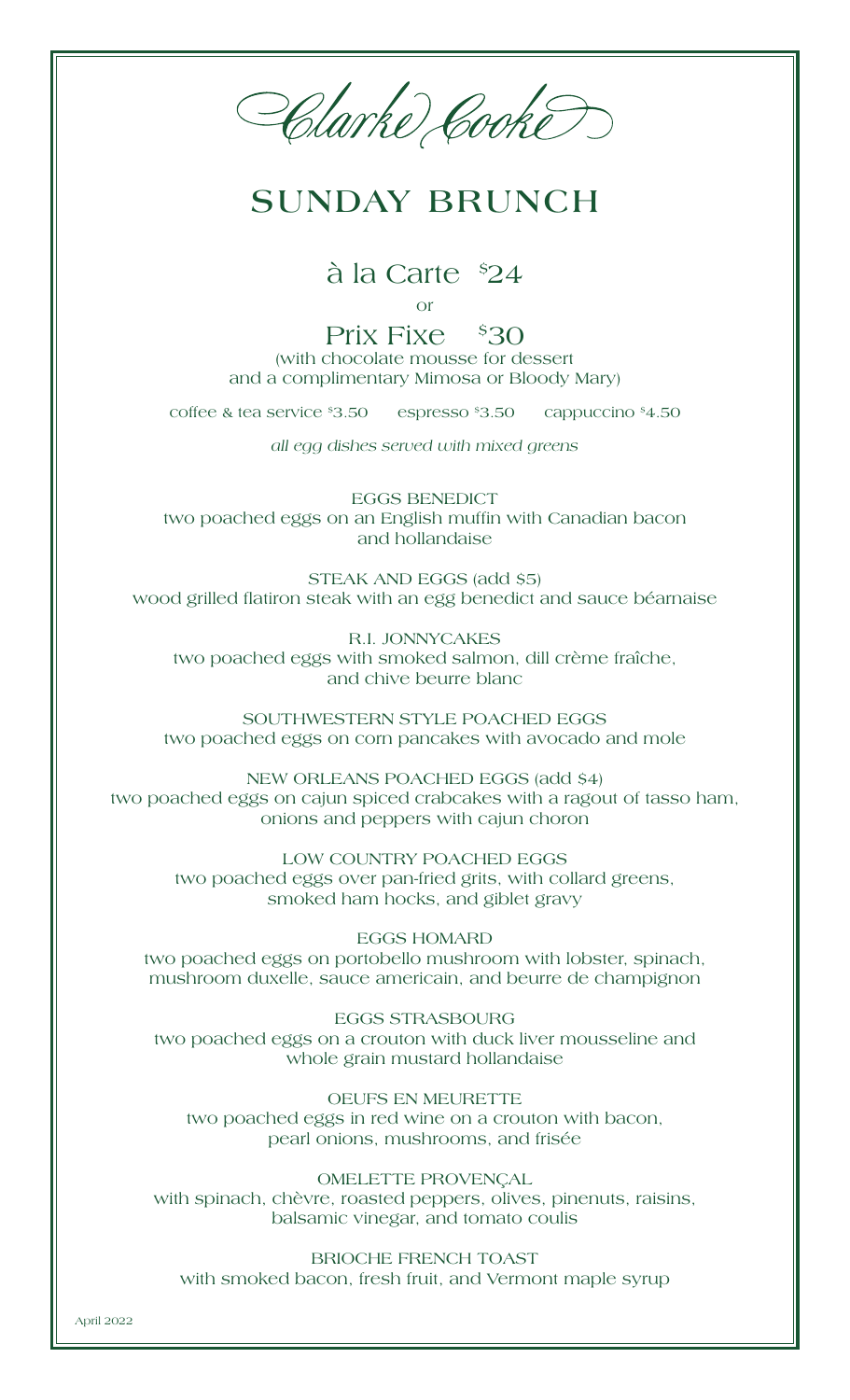# Clarke Cooke

## SUNDAY BRUNCH

### à la Carte $24

or

### Prix Fixe $30

(with chocolate mousse for dessert
and a complimentary Mimosa or Bloody Mary)

coffee & tea service $3.50 espresso $3.50 cappuccino $4.50

*all egg dishes served with mixed greens*

EGGS BENEDICT
two poached eggs on an English muffin with Canadian bacon and hollandaise

STEAK AND EGGS (add $5)
wood grilled flatiron steak with an egg benedict and sauce béarnaise

R.I. JONNYCAKES
two poached eggs with smoked salmon, dill crème fraîche, and chive beurre blanc

SOUTHWESTERN STYLE POACHED EGGS
two poached eggs on corn pancakes with avocado and mole

NEW ORLEANS POACHED EGGS (add $4)
two poached eggs on cajun spiced crabcakes with a ragout of tasso ham, onions and peppers with cajun choron

LOW COUNTRY POACHED EGGS
two poached eggs over pan-fried grits, with collard greens, smoked ham hocks, and giblet gravy

EGGS HOMARD
two poached eggs on portobello mushroom with lobster, spinach, mushroom duxelle, sauce americain, and beurre de champignon

EGGS STRASBOURG
two poached eggs on a crouton with duck liver mousseline and whole grain mustard hollandaise

OEUFS EN MEURETTE
two poached eggs in red wine on a crouton with bacon, pearl onions, mushrooms, and frisée

OMELETTE PROVENÇAL
with spinach, chèvre, roasted peppers, olives, pinenuts, raisins, balsamic vinegar, and tomato coulis

BRIOCHE FRENCH TOAST
with smoked bacon, fresh fruit, and Vermont maple syrup

April 2022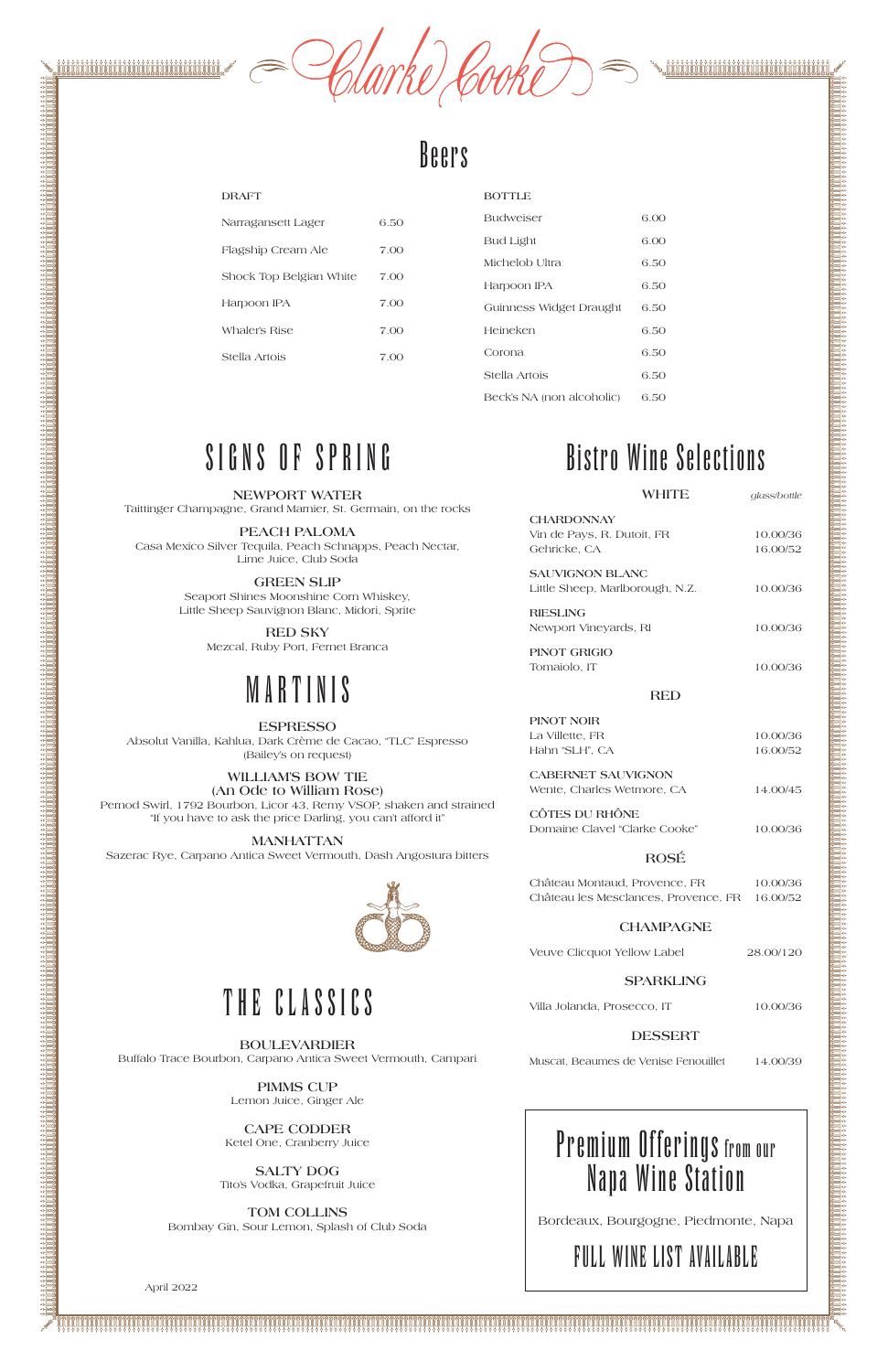# Clarke Cooke

## Beers

| DRAFT | |
|---|---|
| Narragansett Lager | 6.50 |
| Flagship Cream Ale | 7.00 |
| Shock Top Belgian White | 7.00 |
| Harpoon IPA | 7.00 |
| Whaler's Rise | 7.00 |
| Stella Artois | 7.00 |

| BOTTLE | |
|---|---|
| Budweiser | 6.00 |
| Bud Light | 6.00 |
| Michelob Ultra | 6.50 |
| Harpoon IPA | 6.50 |
| Guinness Widget Draught | 6.50 |
| Heineken | 6.50 |
| Corona | 6.50 |
| Stella Artois | 6.50 |
| Beck's NA (non alcoholic) | 6.50 |

## SIGNS OF SPRING

**NEWPORT WATER**
Taittinger Champagne, Grand Marnier, St. Germain, on the rocks

**PEACH PALOMA**
Casa Mexico Silver Tequila, Peach Schnapps, Peach Nectar, Lime Juice, Club Soda

**GREEN SLIP**
Seaport Shines Moonshine Corn Whiskey, Little Sheep Sauvignon Blanc, Midori, Sprite

**RED SKY**
Mezcal, Ruby Port, Fernet Branca

## MARTINIS

**ESPRESSO**
Absolut Vanilla, Kahlua, Dark Crème de Cacao, "TLC" Espresso (Bailey's on request)

**WILLIAM'S BOW TIE**
**(An Ode to William Rose)**
Pernod Swirl, 1792 Bourbon, Licor 43, Remy VSOP, shaken and strained
"If you have to ask the price Darling, you can't afford it"

**MANHATTAN**
Sazerac Rye, Carpano Antica Sweet Vermouth, Dash Angostura bitters

## THE CLASSICS

**BOULEVARDIER**
Buffalo Trace Bourbon, Carpano Antica Sweet Vermouth, Campari

**PIMMS CUP**
Lemon Juice, Ginger Ale

**CAPE CODDER**
Ketel One, Cranberry Juice

**SALTY DOG**
Tito's Vodka, Grapefruit Juice

**TOM COLLINS**
Bombay Gin, Sour Lemon, Splash of Club Soda

## Bistro Wine Selections

### WHITE

*glass/bottle*

**CHARDONNAY**

| | |
|---|---|
| Vin de Pays, R. Dutoit, FR | 10.00/36 |
| Gehricke, CA | 16.00/52 |

**SAUVIGNON BLANC**

| | |
|---|---|
| Little Sheep, Marlborough, N.Z. | 10.00/36 |

**RIESLING**

| | |
|---|---|
| Newport Vineyards, RI | 10.00/36 |

**PINOT GRIGIO**

| | |
|---|---|
| Tomaiolo, IT | 10.00/36 |

### RED

**PINOT NOIR**

| | |
|---|---|
| La Villette, FR | 10.00/36 |
| Hahn "SLH", CA | 16.00/52 |

**CABERNET SAUVIGNON**

| | |
|---|---|
| Wente, Charles Wetmore, CA | 14.00/45 |

**CÔTES DU RHÔNE**

| | |
|---|---|
| Domaine Clavel "Clarke Cooke" | 10.00/36 |

### ROSÉ

| | |
|---|---|
| Château Montaud, Provence, FR | 10.00/36 |
| Château les Mesclances, Provence, FR | 16.00/52 |

### CHAMPAGNE

| | |
|---|---|
| Veuve Clicquot Yellow Label | 28.00/120 |

### SPARKLING

| | |
|---|---|
| Villa Jolanda, Prosecco, IT | 10.00/36 |

### DESSERT

| | |
|---|---|
| Muscat, Beaumes de Venise Fenouillet | 14.00/39 |

## Premium Offerings from our Napa Wine Station

Bordeaux, Bourgogne, Piedmonte, Napa

## FULL WINE LIST AVAILABLE

April 2022